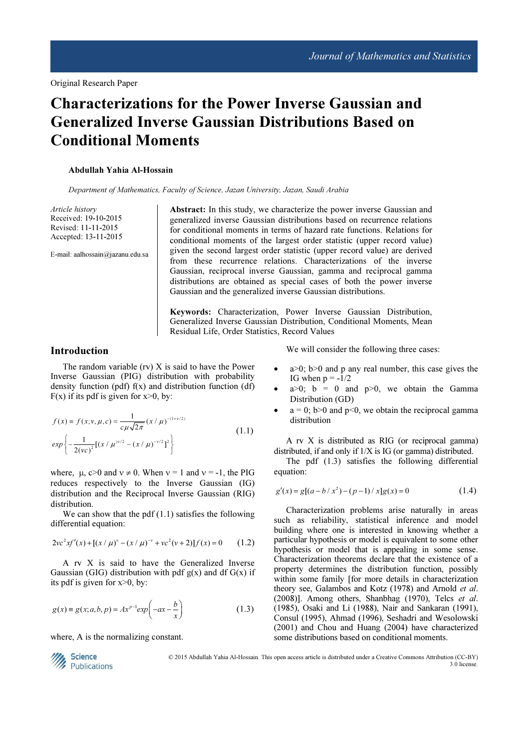Original Research Paper

# Characterizations for the Power Inverse Gaussian and Generalized Inverse Gaussian Distributions Based on Conditional Moments

**Abdullah Yahia Al-Hossain**

*Department of Mathematics, Faculty of Science, Jazan University, Jazan, Saudi Arabia*

*Article history*
Received: 19-10-2015
Revised: 11-11-2015
Accepted: 13-11-2015

E-mail: aalhossain@jazanu.edu.sa

**Abstract:** In this study, we characterize the power inverse Gaussian and generalized inverse Gaussian distributions based on recurrence relations for conditional moments in terms of hazard rate functions. Relations for conditional moments of the largest order statistic (upper record value) given the second largest order statistic (upper record value) are derived from these recurrence relations. Characterizations of the inverse Gaussian, reciprocal inverse Gaussian, gamma and reciprocal gamma distributions are obtained as special cases of both the power inverse Gaussian and the generalized inverse Gaussian distributions.

**Keywords:** Characterization, Power Inverse Gaussian Distribution, Generalized Inverse Gaussian Distribution, Conditional Moments, Mean Residual Life, Order Statistics, Record Values

## Introduction

The random variable (rv) X is said to have the Power Inverse Gaussian (PIG) distribution with probability density function (pdf) f(x) and distribution function (df) F(x) if its pdf is given for x>0, by:

$$f(x) \equiv f(x;\nu,\mu,c) = \frac{1}{c\mu\sqrt{2\pi}}(x/\mu)^{-(1+\nu/2)} exp\left\{-\frac{1}{2(\nu c)^2}[(x/\mu)^{\nu/2} - (x/\mu)^{-\nu/2}]^2\right\} \tag{1.1}$$

where, $\mu$, c>0 and $\nu \neq 0$. When $\nu = 1$ and $\nu = -1$, the PIG reduces respectively to the Inverse Gaussian (IG) distribution and the Reciprocal Inverse Gaussian (RIG) distribution.

We can show that the pdf (1.1) satisfies the following differential equation:

$$2\nu c^2 xf'(x) + [(x/\mu)^{\nu} - (x/\mu)^{-\nu} + \nu c^2(\nu+2)]f(x) = 0 \tag{1.2}$$

A rv X is said to have the Generalized Inverse Gaussian (GIG) distribution with pdf g(x) and df G(x) if its pdf is given for x>0, by:

$$g(x) \equiv g(x;a,b,p) = Ax^{p-1}exp\left(-ax - \frac{b}{x}\right) \tag{1.3}$$

where, A is the normalizing constant.

We will consider the following three cases:

- a>0; b>0 and p any real number, this case gives the IG when p = -1/2
- a>0; b = 0 and p>0, we obtain the Gamma Distribution (GD)
- a = 0; b>0 and p<0, we obtain the reciprocal gamma distribution

A rv X is distributed as RIG (or reciprocal gamma) distributed, if and only if 1/X is IG (or gamma) distributed.

The pdf (1.3) satisfies the following differential equation:

$$g'(x) = g[(a - b/x^2) - (p-1)/x]g(x) = 0 \tag{1.4}$$

Characterization problems arise naturally in areas such as reliability, statistical inference and model building where one is interested in knowing whether a particular hypothesis or model is equivalent to some other hypothesis or model that is appealing in some sense. Characterization theorems declare that the existence of a property determines the distribution function, possibly within some family [for more details in characterization theory see, Galambos and Kotz (1978) and Arnold *et al*. (2008)]. Among others, Shanbhag (1970), Telcs *et al*. (1985), Osaki and Li (1988), Nair and Sankaran (1991), Consul (1995), Ahmad (1996), Seshadri and Wesolowski (2001) and Chou and Huang (2004) have characterized some distributions based on conditional moments.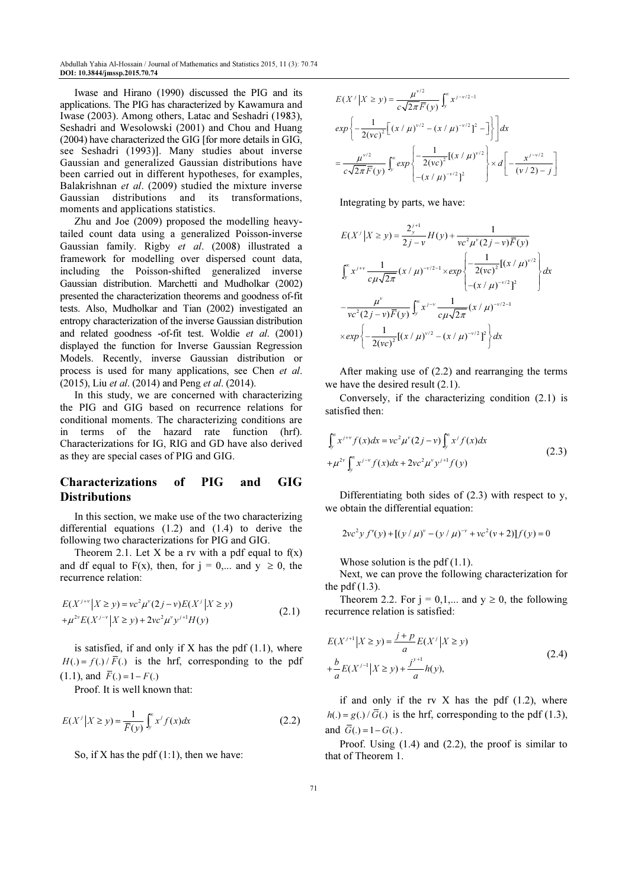Iwase and Hirano (1990) discussed the PIG and its applications. The PIG has characterized by Kawamura and Iwase (2003). Among others, Latac and Seshadri (1983), Seshadri and Wesolowski (2001) and Chou and Huang (2004) have characterized the GIG [for more details in GIG, see Seshadri (1993)]. Many studies about inverse Gaussian and generalized Gaussian distributions have been carried out in different hypotheses, for examples, Balakrishnan *et al*. (2009) studied the mixture inverse Gaussian distributions and its transformations, moments and applications statistics.

Zhu and Joe (2009) proposed the modelling heavy-tailed count data using a generalized Poisson-inverse Gaussian family. Rigby *et al*. (2008) illustrated a framework for modelling over dispersed count data, including the Poisson-shifted generalized inverse Gaussian distribution. Marchetti and Mudholkar (2002) presented the characterization theorems and goodness of-fit tests. Also, Mudholkar and Tian (2002) investigated an entropy characterization of the inverse Gaussian distribution and related goodness -of-fit test. Woldie *et al*. (2001) displayed the function for Inverse Gaussian Regression Models. Recently, inverse Gaussian distribution or process is used for many applications, see Chen *et al*. (2015), Liu *et al*. (2014) and Peng *et al*. (2014).

In this study, we are concerned with characterizing the PIG and GIG based on recurrence relations for conditional moments. The characterizing conditions are in terms of the hazard rate function (hrf). Characterizations for IG, RIG and GD have also derived as they are special cases of PIG and GIG.

## Characterizations of PIG and GIG Distributions

In this section, we make use of the two characterizing differential equations (1.2) and (1.4) to derive the following two characterizations for PIG and GIG.

Theorem 2.1. Let X be a rv with a pdf equal to f(x) and df equal to F(x), then, for j = 0,... and y $\geq$ 0, the recurrence relation:

$$E(X^{j+v} \mid X \geq y) = vc^2\mu^v(2j-v)E(X^j \mid X \geq y) + \mu^{2v}E(X^{j-v} \mid X \geq y) + 2vc^2\mu^v y^{j+1}H(y) \tag{2.1}$$

is satisfied, if and only if X has the pdf (1.1), where $H(.) = f(.)/\bar{F}(.)$ is the hrf, corresponding to the pdf (1.1), and $\bar{F}(.) = 1 - F(.)$

Proof. It is well known that:

$$E(X^j \mid X \geq y) = \frac{1}{\bar{F}(y)}\int_y^\infty x^j f(x)dx \tag{2.2}$$

So, if X has the pdf (1:1), then we have:

$$E(X^j \mid X \geq y) = \frac{\mu^{v/2}}{c\sqrt{2\pi}\bar{F}(y)}\int_y^\infty x^{j-v/2-1}$$

$$exp\left\{-\frac{1}{2(vc)^2}\left[(x/\mu)^{v/2} - (x/\mu)^{-v/2}\right]^2 - \right]\right\}dx$$

$$= \frac{\mu^{v/2}}{c\sqrt{2\pi}\bar{F}(y)}\int_y^\infty exp\left\{\begin{matrix}-\frac{1}{2(vc)^2}[(x/\mu)^{v/2} \\ -(x/\mu)^{-v/2}]^2\end{matrix}\right\} \times d\left[-\frac{x^{j-v/2}}{(v/2)-j}\right]$$

Integrating by parts, we have:

$$E(X^j \mid X \geq y) = \frac{2_y^{j+1}}{2j-v}H(y) + \frac{1}{vc^2\mu^v(2j-v)\bar{F}(y)}$$

$$\int_y^\infty x^{j+v}\frac{1}{c\mu\sqrt{2\pi}}(x/\mu)^{-v/2-1} \times exp\left\{\begin{matrix}-\frac{1}{2(vc)^2}[(x/\mu)^{v/2} \\ -(x/\mu)^{-v/2}]^2\end{matrix}\right\}dx$$

$$-\frac{\mu^v}{vc^2(2j-v)\bar{F}(y)}\int_y^\infty x^{j-v}\frac{1}{c\mu\sqrt{2\pi}}(x/\mu)^{-v/2-1}$$

$$\times exp\left\{-\frac{1}{2(vc)^2}[(x/\mu)^{v/2} - (x/\mu)^{-v/2}]^2\right\}dx$$

After making use of (2.2) and rearranging the terms we have the desired result (2.1).

Conversely, if the characterizing condition (2.1) is satisfied then:

$$\int_y^\infty x^{j+v}f(x)dx = vc^2\mu^v(2j-v)\int_y^\infty x^j f(x)dx + \mu^{2v}\int_y^\infty x^{j-v}f(x)dx + 2vc^2\mu^v y^{j+1}f(y) \tag{2.3}$$

Differentiating both sides of (2.3) with respect to y, we obtain the differential equation:

$$2vc^2 y f'(y) + [(y/\mu)^v - (y/\mu)^{-v} + vc^2(v+2)]f(y) = 0$$

Whose solution is the pdf (1.1).

Next, we can prove the following characterization for the pdf (1.3).

Theorem 2.2. For j = 0,1,... and y $\geq$ 0, the following recurrence relation is satisfied:

$$E(X^{j+1} \mid X \geq y) = \frac{j+p}{a}E(X^j \mid X \geq y) + \frac{b}{a}E(X^{j-1} \mid X \geq y) + \frac{j^{y+1}}{a}h(y), \tag{2.4}$$

if and only if the rv X has the pdf (1.2), where $h(.) = g(.)/\bar{G}(.)$ is the hrf, corresponding to the pdf (1.3), and $\bar{G}(.) = 1 - G(.)$.

Proof. Using (1.4) and (2.2), the proof is similar to that of Theorem 1.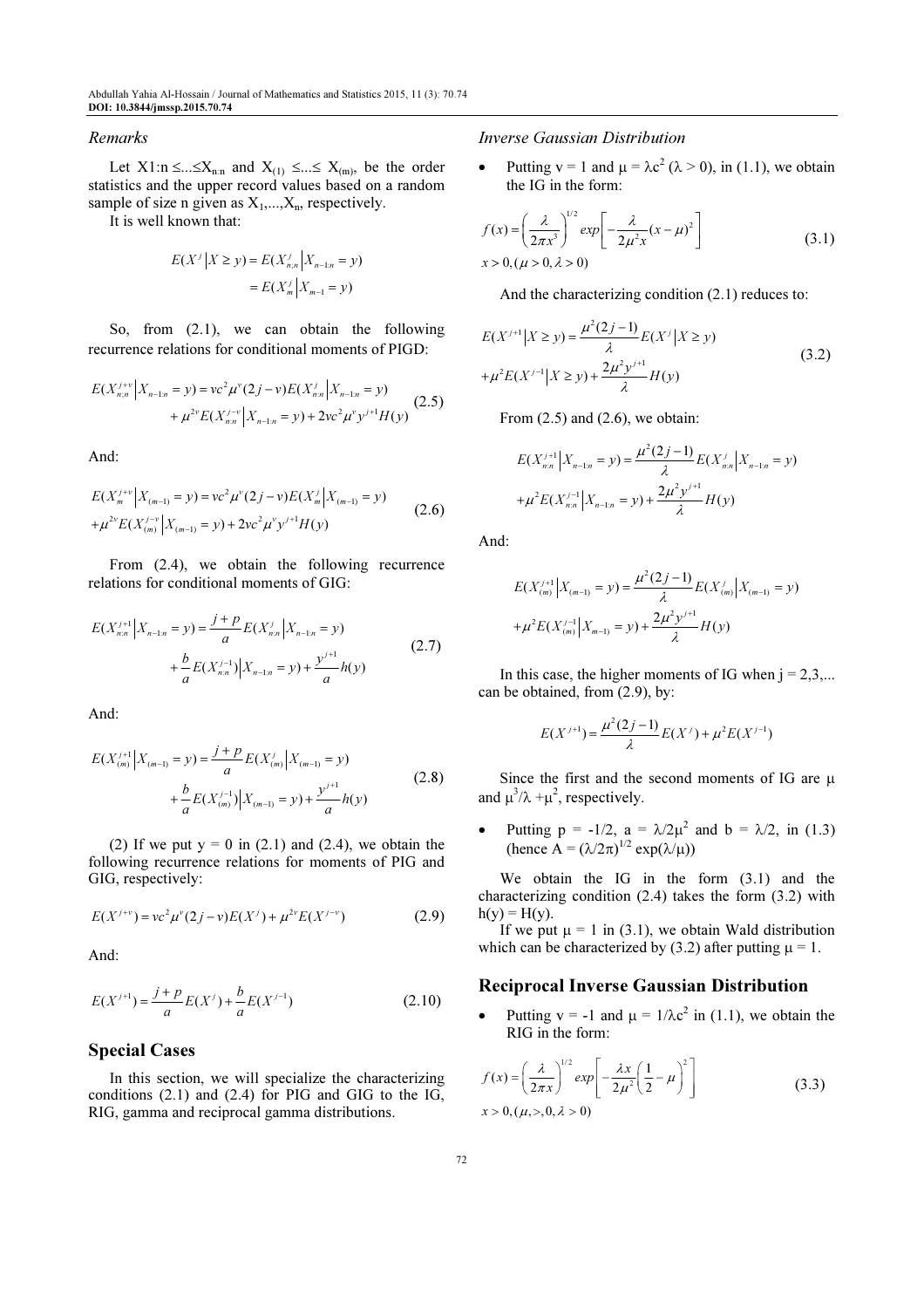### Remarks

Let $X_{1:n} \leq \ldots \leq X_{n:n}$ and $X_{(1)} \leq \ldots \leq X_{(m)}$, be the order statistics and the upper record values based on a random sample of size n given as $X_1, \ldots, X_n$, respectively.

It is well known that:

$$E(X^j \mid X \geq y) = E(X^j_{n;n} \mid X_{n-1:n} = y)$$
$$= E(X^j_m \mid X_{m-1} = y)$$

So, from (2.1), we can obtain the following recurrence relations for conditional moments of PIGD:

$$E(X^{j+v}_{n:n} \mid X_{n-1:n} = y) = vc^2\mu^v(2j-v)E(X^j_{n:n} \mid X_{n-1:n} = y) + \mu^{2v}E(X^{j-v}_{n:n} \mid X_{n-1:n} = y) + 2vc^2\mu^v y^{j+1}H(y) \tag{2.5}$$

And:

$$E(X^{j+v}_m \mid X_{(m-1)} = y) = vc^2\mu^v(2j-v)E(X^j_m \mid X_{(m-1)} = y) + \mu^{2v}E(X^{j-v}_{(m)} \mid X_{(m-1)} = y) + 2vc^2\mu^v y^{j+1}H(y) \tag{2.6}$$

From (2.4), we obtain the following recurrence relations for conditional moments of GIG:

$$E(X^{j+1}_{n:n} \mid X_{n-1:n} = y) = \frac{j+p}{a}E(X^j_{n:n} \mid X_{n-1:n} = y) + \frac{b}{a}E(X^{j-1}_{n:n}) \mid X_{n-1:n} = y) + \frac{y^{j+1}}{a}h(y) \tag{2.7}$$

And:

$$E(X^{j+1}_{(m)} \mid X_{(m-1)} = y) = \frac{j+p}{a}E(X^j_{(m)} \mid X_{(m-1)} = y) + \frac{b}{a}E(X^{j-1}_{(m)}) \mid X_{(m-1)} = y) + \frac{y^{j+1}}{a}h(y) \tag{2.8}$$

(2) If we put y = 0 in (2.1) and (2.4), we obtain the following recurrence relations for moments of PIG and GIG, respectively:

$$E(X^{j+v}) = vc^2\mu^v(2j-v)E(X^j) + \mu^{2v}E(X^{j-v}) \tag{2.9}$$

And:

$$E(X^{j+1}) = \frac{j+p}{a}E(X^j) + \frac{b}{a}E(X^{j-1}) \tag{2.10}$$

## Special Cases

In this section, we will specialize the characterizing conditions (2.1) and (2.4) for PIG and GIG to the IG, RIG, gamma and reciprocal gamma distributions.

### Inverse Gaussian Distribution

- Putting v = 1 and $\mu = \lambda c^2$ ($\lambda > 0$), in (1.1), we obtain the IG in the form:

$$f(x) = \left(\frac{\lambda}{2\pi x^3}\right)^{1/2} exp\left[-\frac{\lambda}{2\mu^2 x}(x-\mu)^2\right]$$
$$x > 0, (\mu > 0, \lambda > 0) \tag{3.1}$$

And the characterizing condition (2.1) reduces to:

$$E(X^{j+1} \mid X \geq y) = \frac{\mu^2(2j-1)}{\lambda}E(X^j \mid X \geq y) + \mu^2 E(X^{j-1} \mid X \geq y) + \frac{2\mu^2 y^{j+1}}{\lambda}H(y) \tag{3.2}$$

From (2.5) and (2.6), we obtain:

$$E(X^{j+1}_{n:n} \mid X_{n-1:n} = y) = \frac{\mu^2(2j-1)}{\lambda}E(X^j_{n:n} \mid X_{n-1:n} = y) + \mu^2 E(X^{j-1}_{n:n} \mid X_{n-1:n} = y) + \frac{2\mu^2 y^{j+1}}{\lambda}H(y)$$

And:

$$E(X^{j+1}_{(m)} \mid X_{(m-1)} = y) = \frac{\mu^2(2j-1)}{\lambda}E(X^j_{(m)} \mid X_{(m-1)} = y) + \mu^2 E(X^{j-1}_{(m)} \mid X_{m-1)} = y) + \frac{2\mu^2 y^{j+1}}{\lambda}H(y)$$

In this case, the higher moments of IG when j = 2,3,... can be obtained, from (2.9), by:

$$E(X^{j+1}) = \frac{\mu^2(2j-1)}{\lambda}E(X^j) + \mu^2 E(X^{j-1})$$

Since the first and the second moments of IG are $\mu$ and $\mu^3/\lambda + \mu^2$, respectively.

- Putting p = -1/2, $a = \lambda/2\mu^2$ and $b = \lambda/2$, in (1.3) (hence $A = (\lambda/2\pi)^{1/2} \exp(\lambda/\mu)$)

We obtain the IG in the form (3.1) and the characterizing condition (2.4) takes the form (3.2) with h(y) = H(y).

If we put $\mu = 1$ in (3.1), we obtain Wald distribution which can be characterized by (3.2) after putting $\mu = 1$.

## Reciprocal Inverse Gaussian Distribution

- Putting v = -1 and $\mu = 1/\lambda c^2$ in (1.1), we obtain the RIG in the form:

$$f(x) = \left(\frac{\lambda}{2\pi x}\right)^{1/2} exp\left[-\frac{\lambda x}{2\mu^2}\left(\frac{1}{2} - \mu\right)^2\right]$$
$$x > 0, (\mu, >, 0, \lambda > 0) \tag{3.3}$$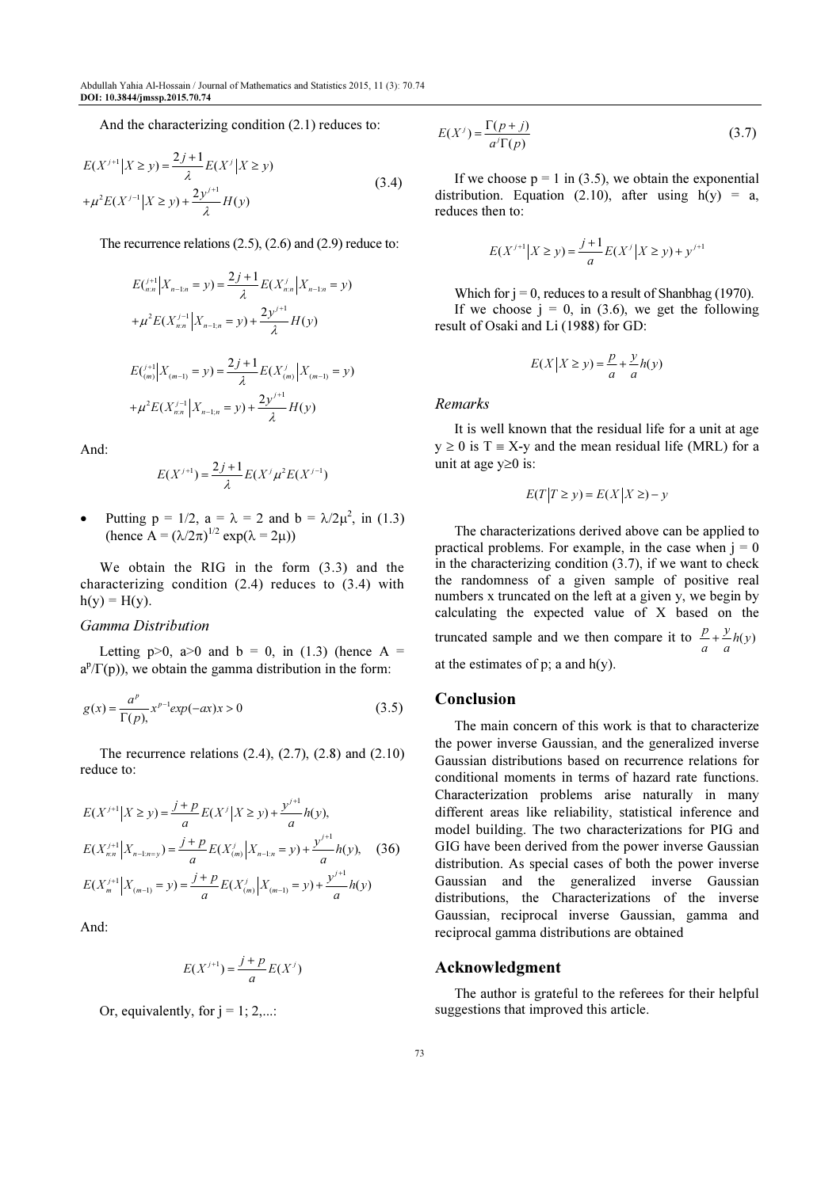And the characterizing condition (2.1) reduces to:

$$E(X^{j+1}\big|X \geq y) = \frac{2j+1}{\lambda}E(X^j\big|X \geq y)$$
$$+\mu^2 E(X^{j-1}\big|X \geq y) + \frac{2y^{j+1}}{\lambda}H(y) \tag{3.4}$$

The recurrence relations (2.5), (2.6) and (2.9) reduce to:

$$E(_{n:n}^{j+1}\big|X_{n-1:n} = y) = \frac{2j+1}{\lambda}E(X_{n:n}^j\big|X_{n-1:n} = y)$$
$$+\mu^2 E(X_{n:n}^{j-1}\big|X_{n-1:n} = y) + \frac{2y^{j+1}}{\lambda}H(y)$$

$$E(_{(m)}^{j+1}\big|X_{(m-1)} = y) = \frac{2j+1}{\lambda}E(X_{(m)}^j\big|X_{(m-1)} = y)$$
$$+\mu^2 E(X_{n:n}^{j-1}\big|X_{n-1:n} = y) + \frac{2y^{j+1}}{\lambda}H(y)$$

And:

$$E(X^{j+1}) = \frac{2j+1}{\lambda}E(X^j \mu^2 E(X^{j-1})$$

- Putting p = 1/2, a = λ = 2 and b = $\lambda/2\mu^2$, in (1.3) (hence A = $(\lambda/2\pi)^{1/2}$ exp(λ = 2μ))

We obtain the RIG in the form (3.3) and the characterizing condition (2.4) reduces to (3.4) with h(y) = H(y).

*Gamma Distribution*

Letting p>0, a>0 and b = 0, in (1.3) (hence A = $a^p/\Gamma(p)$), we obtain the gamma distribution in the form:

$$g(x) = \frac{a^p}{\Gamma(p),}x^{p-1}exp(-ax)x > 0 \tag{3.5}$$

The recurrence relations (2.4), (2.7), (2.8) and (2.10) reduce to:

$$E(X^{j+1}\big|X \geq y) = \frac{j+p}{a}E(X^j\big|X \geq y) + \frac{y^{j+1}}{a}h(y),$$
$$E(X_{n:n}^{j+1}\big|X_{n-1;n=y}) = \frac{j+p}{a}E(X_{(m)}^j\big|X_{n-1:n} = y) + \frac{y^{j+1}}{a}h(y), \tag{36}$$
$$E(X_m^{j+1}\big|X_{(m-1)} = y) = \frac{j+p}{a}E(X_{(m)}^j\big|X_{(m-1)} = y) + \frac{y^{j+1}}{a}h(y)$$

And:

$$E(X^{j+1}) = \frac{j+p}{a}E(X^j)$$

Or, equivalently, for j = 1; 2,...:

$$E(X^j) = \frac{\Gamma(p+j)}{a^j\Gamma(p)} \tag{3.7}$$

If we choose p = 1 in (3.5), we obtain the exponential distribution. Equation (2.10), after using h(y) = a, reduces then to:

$$E(X^{j+1}\big|X \geq y) = \frac{j+1}{a}E(X^j\big|X \geq y) + y^{j+1}$$

Which for j = 0, reduces to a result of Shanbhag (1970).

If we choose j = 0, in (3.6), we get the following result of Osaki and Li (1988) for GD:

$$E(X\big|X \geq y) = \frac{p}{a} + \frac{y}{a}h(y)$$

*Remarks*

It is well known that the residual life for a unit at age y ≥ 0 is T ≡ X-y and the mean residual life (MRL) for a unit at age y≥0 is:

$$E(T\big|T \geq y) = E(X\big|X \geq) - y$$

The characterizations derived above can be applied to practical problems. For example, in the case when j = 0 in the characterizing condition (3.7), if we want to check the randomness of a given sample of positive real numbers x truncated on the left at a given y, we begin by calculating the expected value of X based on the truncated sample and we then compare it to $\frac{p}{a} + \frac{y}{a}h(y)$ at the estimates of p; a and h(y).

## Conclusion

The main concern of this work is that to characterize the power inverse Gaussian, and the generalized inverse Gaussian distributions based on recurrence relations for conditional moments in terms of hazard rate functions. Characterization problems arise naturally in many different areas like reliability, statistical inference and model building. The two characterizations for PIG and GIG have been derived from the power inverse Gaussian distribution. As special cases of both the power inverse Gaussian and the generalized inverse Gaussian distributions, the Characterizations of the inverse Gaussian, reciprocal inverse Gaussian, gamma and reciprocal gamma distributions are obtained

## Acknowledgment

The author is grateful to the referees for their helpful suggestions that improved this article.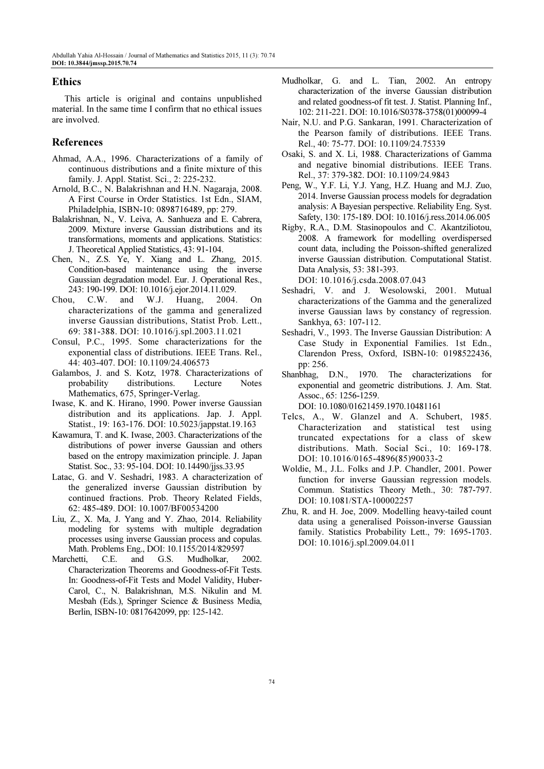## Ethics

This article is original and contains unpublished material. In the same time I confirm that no ethical issues are involved.

## References

Ahmad, A.A., 1996. Characterizations of a family of continuous distributions and a finite mixture of this family. J. Appl. Statist. Sci., 2: 225-232.

Arnold, B.C., N. Balakrishnan and H.N. Nagaraja, 2008. A First Course in Order Statistics. 1st Edn., SIAM, Philadelphia, ISBN-10: 0898716489, pp: 279.

Balakrishnan, N., V. Leiva, A. Sanhueza and E. Cabrera, 2009. Mixture inverse Gaussian distributions and its transformations, moments and applications. Statistics: J. Theoretical Applied Statistics, 43: 91-104.

Chen, N., Z.S. Ye, Y. Xiang and L. Zhang, 2015. Condition-based maintenance using the inverse Gaussian degradation model. Eur. J. Operational Res., 243: 190-199. DOI: 10.1016/j.ejor.2014.11.029.

Chou, C.W. and W.J. Huang, 2004. On characterizations of the gamma and generalized inverse Gaussian distributions, Statist Prob. Lett., 69: 381-388. DOI: 10.1016/j.spl.2003.11.021

Consul, P.C., 1995. Some characterizations for the exponential class of distributions. IEEE Trans. Rel., 44: 403-407. DOI: 10.1109/24.406573

Galambos, J. and S. Kotz, 1978. Characterizations of probability distributions. Lecture Notes Mathematics, 675, Springer-Verlag.

Iwase, K. and K. Hirano, 1990. Power inverse Gaussian distribution and its applications. Jap. J. Appl. Statist., 19: 163-176. DOI: 10.5023/jappstat.19.163

Kawamura, T. and K. Iwase, 2003. Characterizations of the distributions of power inverse Gaussian and others based on the entropy maximization principle. J. Japan Statist. Soc., 33: 95-104. DOI: 10.14490/jjss.33.95

Latac, G. and V. Seshadri, 1983. A characterization of the generalized inverse Gaussian distribution by continued fractions. Prob. Theory Related Fields, 62: 485-489. DOI: 10.1007/BF00534200

Liu, Z., X. Ma, J. Yang and Y. Zhao, 2014. Reliability modeling for systems with multiple degradation processes using inverse Gaussian process and copulas. Math. Problems Eng., DOI: 10.1155/2014/829597

Marchetti, C.E. and G.S. Mudholkar, 2002. Characterization Theorems and Goodness-of-Fit Tests. In: Goodness-of-Fit Tests and Model Validity, Huber-Carol, C., N. Balakrishnan, M.S. Nikulin and M. Mesbah (Eds.), Springer Science & Business Media, Berlin, ISBN-10: 0817642099, pp: 125-142.

Mudholkar, G. and L. Tian, 2002. An entropy characterization of the inverse Gaussian distribution and related goodness-of fit test. J. Statist. Planning Inf., 102: 211-221. DOI: 10.1016/S0378-3758(01)00099-4

Nair, N.U. and P.G. Sankaran, 1991. Characterization of the Pearson family of distributions. IEEE Trans. Rel., 40: 75-77. DOI: 10.1109/24.75339

Osaki, S. and X. Li, 1988. Characterizations of Gamma and negative binomial distributions. IEEE Trans. Rel., 37: 379-382. DOI: 10.1109/24.9843

Peng, W., Y.F. Li, Y.J. Yang, H.Z. Huang and M.J. Zuo, 2014. Inverse Gaussian process models for degradation analysis: A Bayesian perspective. Reliability Eng. Syst. Safety, 130: 175-189. DOI: 10.1016/j.ress.2014.06.005

Rigby, R.A., D.M. Stasinopoulos and C. Akantziliotou, 2008. A framework for modelling overdispersed count data, including the Poisson-shifted generalized inverse Gaussian distribution. Computational Statist. Data Analysis, 53: 381-393. DOI: 10.1016/j.csda.2008.07.043

Seshadri, V. and J. Wesolowski, 2001. Mutual characterizations of the Gamma and the generalized inverse Gaussian laws by constancy of regression. Sankhya, 63: 107-112.

Seshadri, V., 1993. The Inverse Gaussian Distribution: A Case Study in Exponential Families. 1st Edn., Clarendon Press, Oxford, ISBN-10: 0198522436, pp: 256.

Shanbhag, D.N., 1970. The characterizations for exponential and geometric distributions. J. Am. Stat. Assoc., 65: 1256-1259. DOI: 10.1080/01621459.1970.10481161

Telcs, A., W. Glanzel and A. Schubert, 1985. Characterization and statistical test using truncated expectations for a class of skew distributions. Math. Social Sci., 10: 169-178. DOI: 10.1016/0165-4896(85)90033-2

Woldie, M., J.L. Folks and J.P. Chandler, 2001. Power function for inverse Gaussian regression models. Commun. Statistics Theory Meth., 30: 787-797. DOI: 10.1081/STA-100002257

Zhu, R. and H. Joe, 2009. Modelling heavy-tailed count data using a generalised Poisson-inverse Gaussian family. Statistics Probability Lett., 79: 1695-1703. DOI: 10.1016/j.spl.2009.04.011